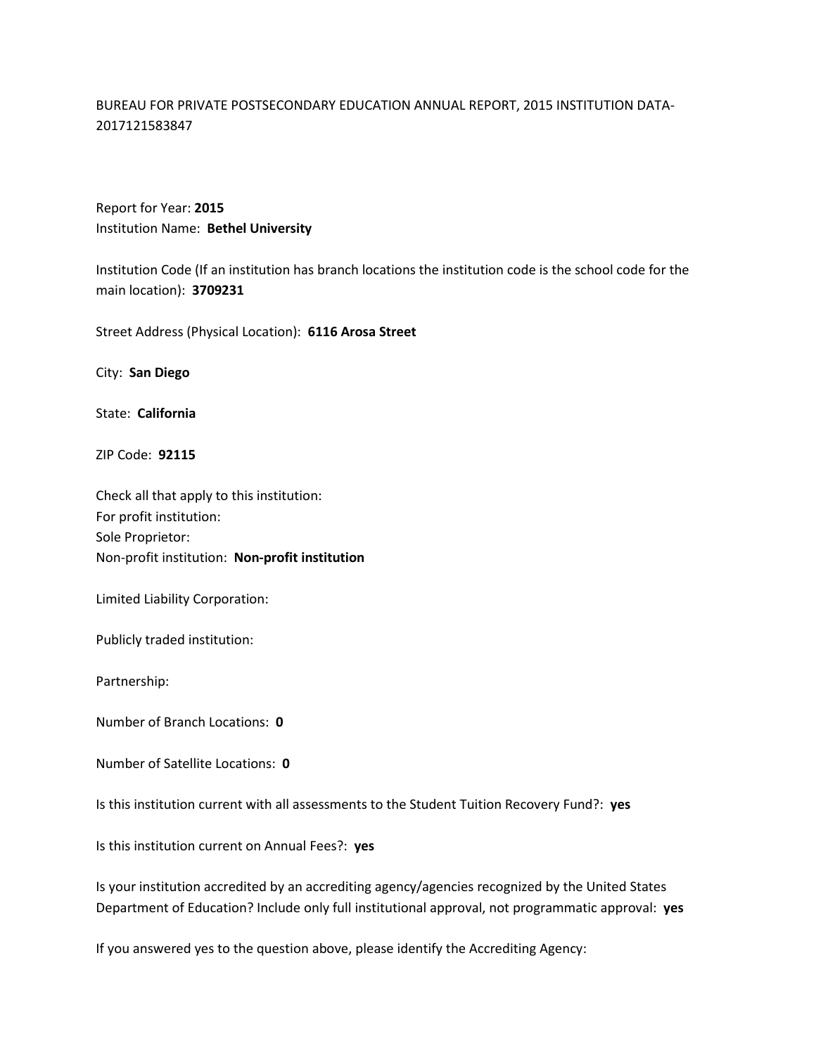BUREAU FOR PRIVATE POSTSECONDARY EDUCATION ANNUAL REPORT, 2015 INSTITUTION DATA-2017121583847

Report for Year: **2015**
Institution Name: **Bethel University**

Institution Code (If an institution has branch locations the institution code is the school code for the main location): **3709231**

Street Address (Physical Location): **6116 Arosa Street**

City: **San Diego**

State: **California**

ZIP Code: **92115**

Check all that apply to this institution:
For profit institution:
Sole Proprietor:
Non-profit institution: **Non-profit institution**

Limited Liability Corporation:

Publicly traded institution:

Partnership:

Number of Branch Locations: **0**

Number of Satellite Locations: **0**

Is this institution current with all assessments to the Student Tuition Recovery Fund?: **yes**

Is this institution current on Annual Fees?: **yes**

Is your institution accredited by an accrediting agency/agencies recognized by the United States Department of Education? Include only full institutional approval, not programmatic approval: **yes**

If you answered yes to the question above, please identify the Accrediting Agency: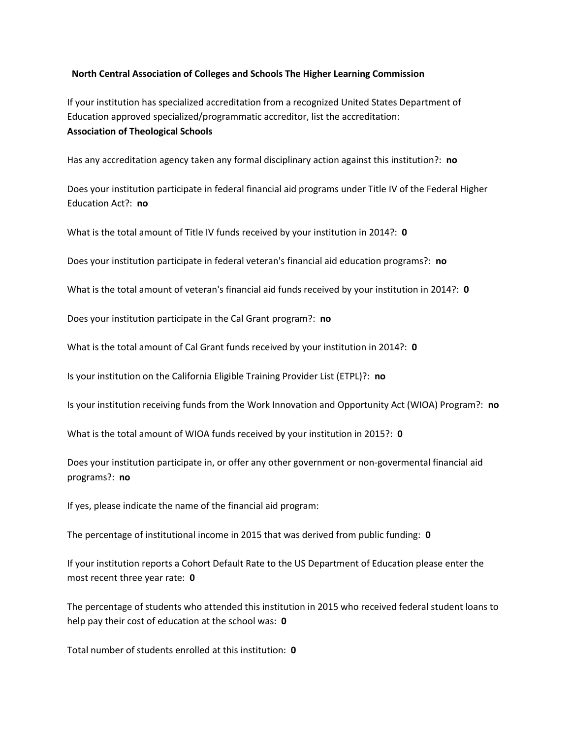**North Central Association of Colleges and Schools The Higher Learning Commission**

If your institution has specialized accreditation from a recognized United States Department of Education approved specialized/programmatic accreditor, list the accreditation:
**Association of Theological Schools**

Has any accreditation agency taken any formal disciplinary action against this institution?: **no**

Does your institution participate in federal financial aid programs under Title IV of the Federal Higher Education Act?: **no**

What is the total amount of Title IV funds received by your institution in 2014?: **0**

Does your institution participate in federal veteran's financial aid education programs?: **no**

What is the total amount of veteran's financial aid funds received by your institution in 2014?: **0**

Does your institution participate in the Cal Grant program?: **no**

What is the total amount of Cal Grant funds received by your institution in 2014?: **0**

Is your institution on the California Eligible Training Provider List (ETPL)?: **no**

Is your institution receiving funds from the Work Innovation and Opportunity Act (WIOA) Program?: **no**

What is the total amount of WIOA funds received by your institution in 2015?: **0**

Does your institution participate in, or offer any other government or non-govermental financial aid programs?: **no**

If yes, please indicate the name of the financial aid program:

The percentage of institutional income in 2015 that was derived from public funding: **0**

If your institution reports a Cohort Default Rate to the US Department of Education please enter the most recent three year rate: **0**

The percentage of students who attended this institution in 2015 who received federal student loans to help pay their cost of education at the school was: **0**

Total number of students enrolled at this institution: **0**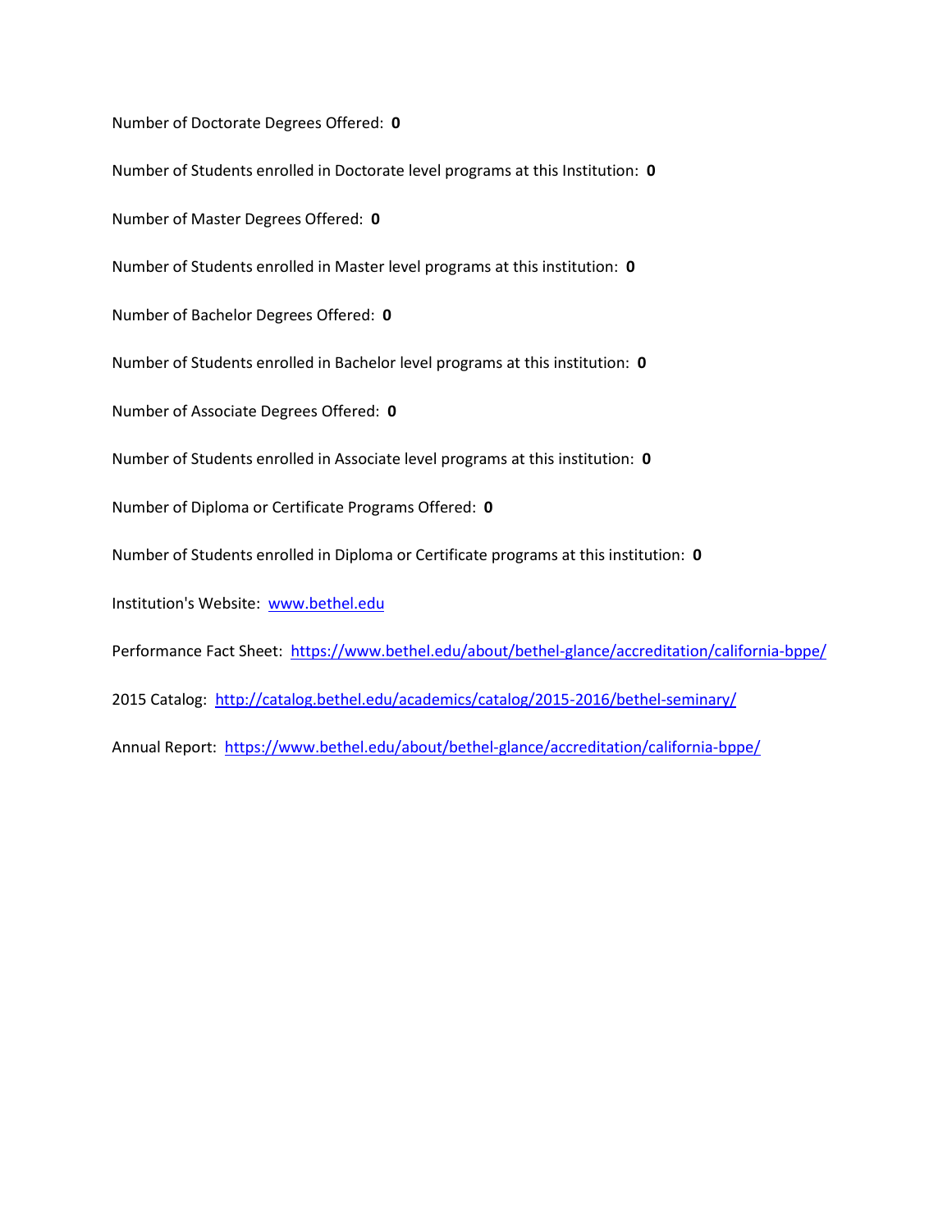Number of Doctorate Degrees Offered: **0**

Number of Students enrolled in Doctorate level programs at this Institution: **0**

Number of Master Degrees Offered: **0**

Number of Students enrolled in Master level programs at this institution: **0**

Number of Bachelor Degrees Offered: **0**

Number of Students enrolled in Bachelor level programs at this institution: **0**

Number of Associate Degrees Offered: **0**

Number of Students enrolled in Associate level programs at this institution: **0**

Number of Diploma or Certificate Programs Offered: **0**

Number of Students enrolled in Diploma or Certificate programs at this institution: **0**

Institution's Website: [www.bethel.edu](http://www.bethel.edu)

Performance Fact Sheet: [https://www.bethel.edu/about/bethel-glance/accreditation/california-bppe/](https://www.bethel.edu/about/bethel-glance/accreditation/california-bppe/)

2015 Catalog: [http://catalog.bethel.edu/academics/catalog/2015-2016/bethel-seminary/](http://catalog.bethel.edu/academics/catalog/2015-2016/bethel-seminary/)

Annual Report: [https://www.bethel.edu/about/bethel-glance/accreditation/california-bppe/](https://www.bethel.edu/about/bethel-glance/accreditation/california-bppe/)